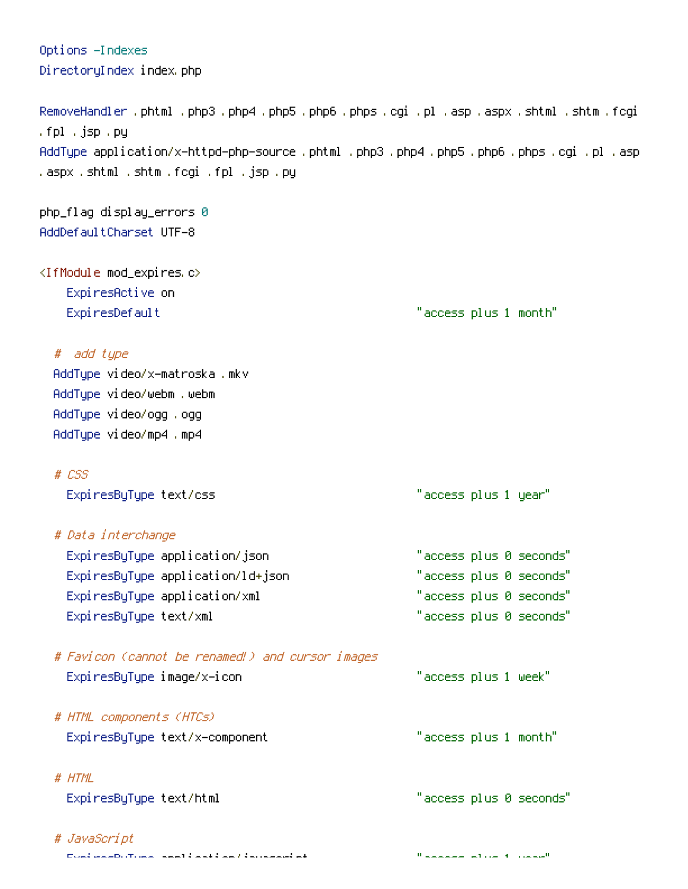```
Options -Indexes
DirectoryIndex index.php

RemoveHandler .phtml .php3 .php4 .php5 .php6 .phps .cgi .pl .asp .aspx .shtml .shtm .fcgi
.fpl .jsp .py
AddType application/x-httpd-php-source .phtml .php3 .php4 .php5 .php6 .phps .cgi .pl .asp
.aspx .shtml .shtm .fcgi .fpl .jsp .py

php_flag display_errors 0
AddDefaultCharset UTF-8

<IfModule mod_expires.c>
    ExpiresActive on
    ExpiresDefault                                      "access plus 1 month"

   #  add type
   AddType video/x-matroska .mkv
   AddType video/webm .webm
   AddType video/ogg .ogg
   AddType video/mp4 .mp4

   # CSS
    ExpiresByType text/css                              "access plus 1 year"

   # Data interchange
    ExpiresByType application/json                      "access plus 0 seconds"
    ExpiresByType application/ld+json                   "access plus 0 seconds"
    ExpiresByType application/xml                       "access plus 0 seconds"
    ExpiresByType text/xml                              "access plus 0 seconds"

   # Favicon (cannot be renamed!) and cursor images
    ExpiresByType image/x-icon                          "access plus 1 week"

   # HTML components (HTCs)
    ExpiresByType text/x-component                      "access plus 1 month"

   # HTML
    ExpiresByType text/html                             "access plus 0 seconds"

   # JavaScript
    ExpiresByType application/javascript                "access plus 1 year"
```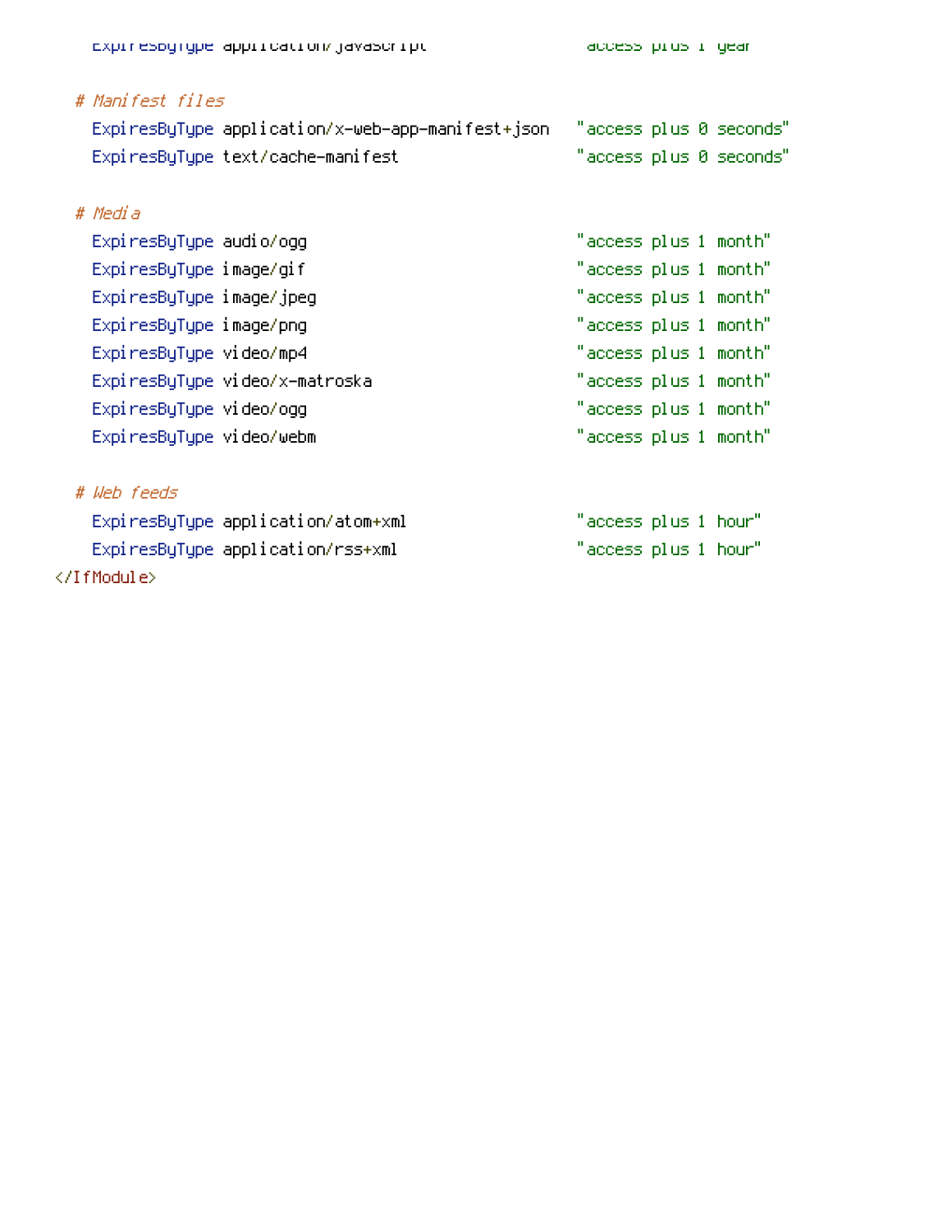```
    ExpiresByType application/javascript                "access plus 1 year"

  # Manifest files
    ExpiresByType application/x-web-app-manifest+json   "access plus 0 seconds"
    ExpiresByType text/cache-manifest                   "access plus 0 seconds"

  # Media
    ExpiresByType audio/ogg                             "access plus 1 month"
    ExpiresByType image/gif                             "access plus 1 month"
    ExpiresByType image/jpeg                            "access plus 1 month"
    ExpiresByType image/png                             "access plus 1 month"
    ExpiresByType video/mp4                             "access plus 1 month"
    ExpiresByType video/x-matroska                      "access plus 1 month"
    ExpiresByType video/ogg                             "access plus 1 month"
    ExpiresByType video/webm                            "access plus 1 month"

  # Web feeds
    ExpiresByType application/atom+xml                  "access plus 1 hour"
    ExpiresByType application/rss+xml                   "access plus 1 hour"
</IfModule>
```